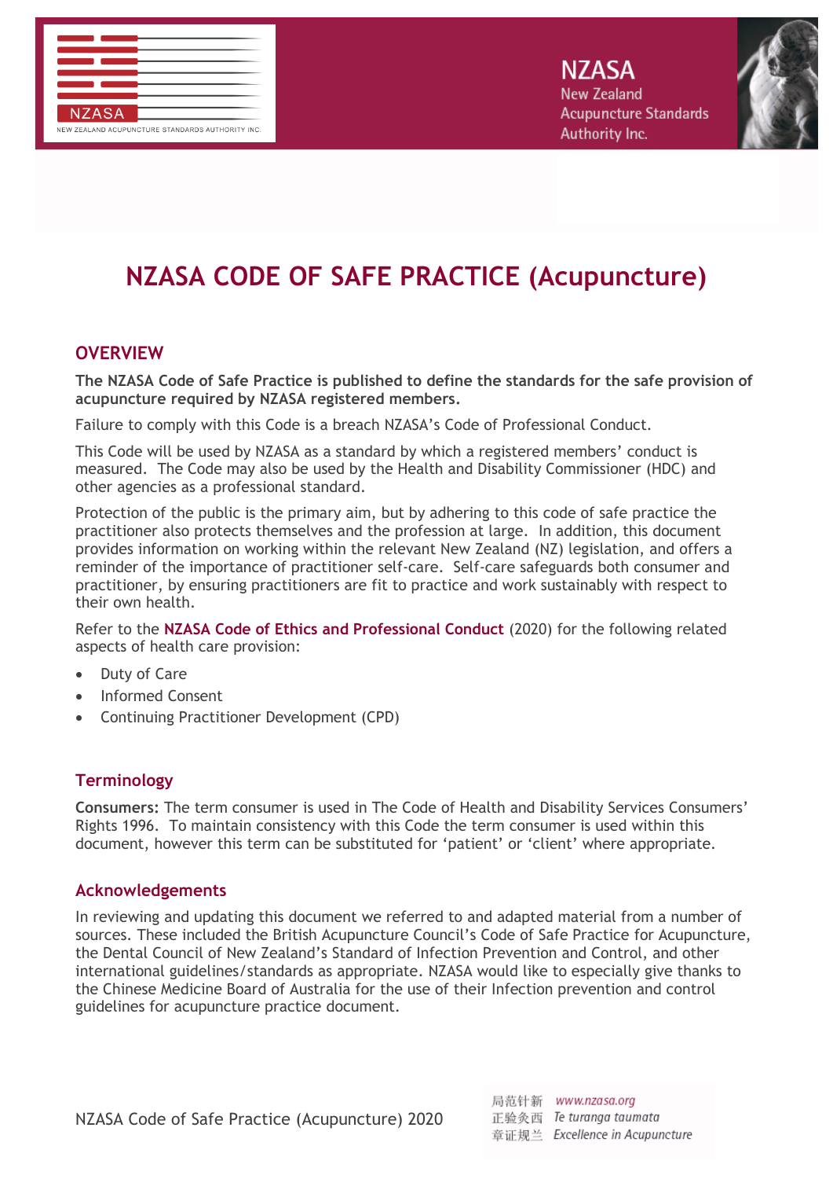NZASA
New Zealand
Acupuncture Standards
Authority Inc.

# NZASA CODE OF SAFE PRACTICE (Acupuncture)

## OVERVIEW

**The NZASA Code of Safe Practice is published to define the standards for the safe provision of acupuncture required by NZASA registered members.**

Failure to comply with this Code is a breach NZASA's Code of Professional Conduct.

This Code will be used by NZASA as a standard by which a registered members' conduct is measured. The Code may also be used by the Health and Disability Commissioner (HDC) and other agencies as a professional standard.

Protection of the public is the primary aim, but by adhering to this code of safe practice the practitioner also protects themselves and the profession at large. In addition, this document provides information on working within the relevant New Zealand (NZ) legislation, and offers a reminder of the importance of practitioner self-care. Self-care safeguards both consumer and practitioner, by ensuring practitioners are fit to practice and work sustainably with respect to their own health.

Refer to the **NZASA Code of Ethics and Professional Conduct** (2020) for the following related aspects of health care provision:

- Duty of Care
- Informed Consent
- Continuing Practitioner Development (CPD)

### Terminology

**Consumers:** The term consumer is used in The Code of Health and Disability Services Consumers' Rights 1996. To maintain consistency with this Code the term consumer is used within this document, however this term can be substituted for 'patient' or 'client' where appropriate.

### Acknowledgements

In reviewing and updating this document we referred to and adapted material from a number of sources. These included the British Acupuncture Council's Code of Safe Practice for Acupuncture, the Dental Council of New Zealand's Standard of Infection Prevention and Control, and other international guidelines/standards as appropriate. NZASA would like to especially give thanks to the Chinese Medicine Board of Australia for the use of their Infection prevention and control guidelines for acupuncture practice document.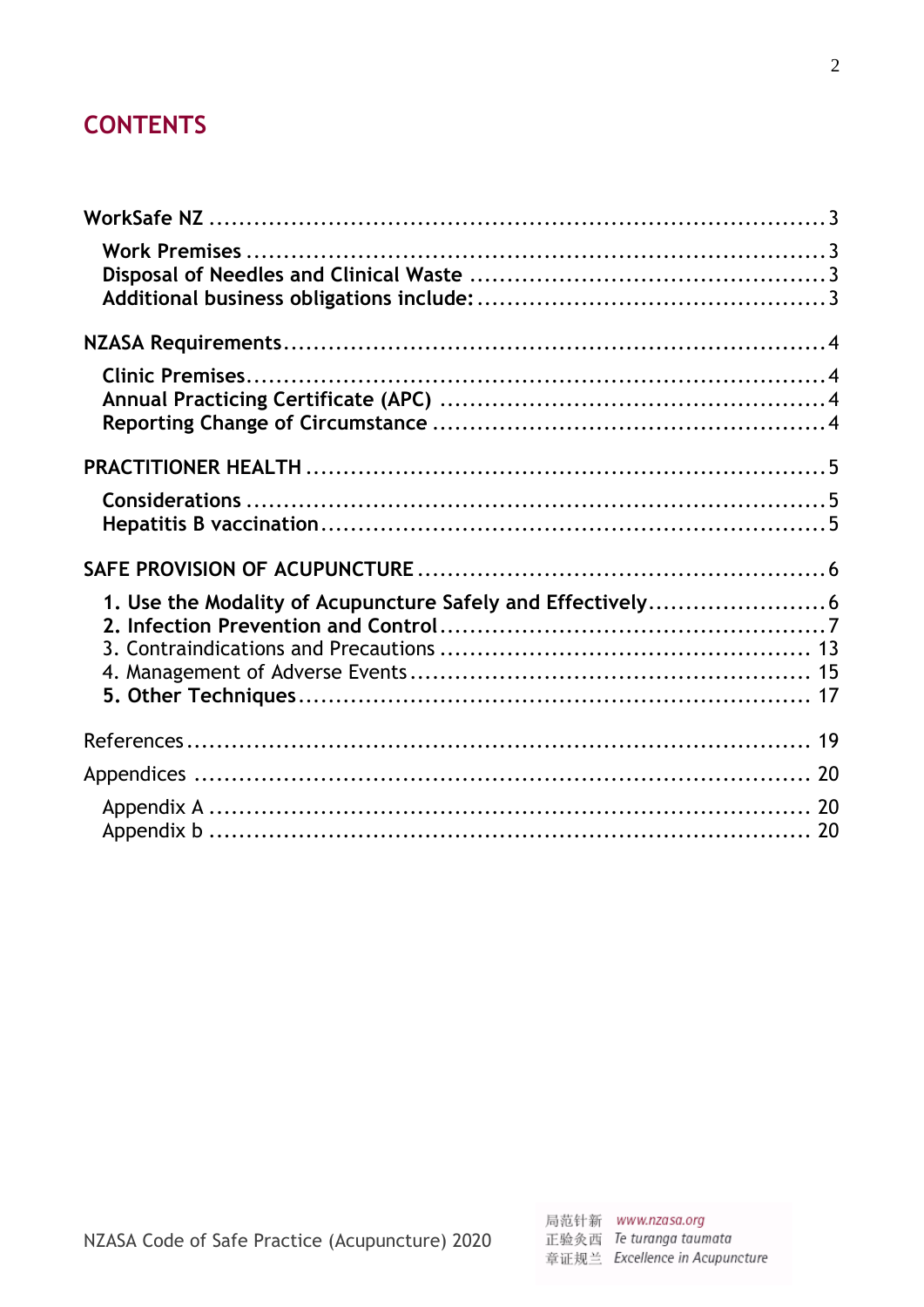# CONTENTS

**WorkSafe NZ** ........................................................................ 3

- **Work Premises** ........................................................................ 3
- **Disposal of Needles and Clinical Waste** ........................................ 3
- **Additional business obligations include:** ........................................ 3

**NZASA Requirements** ................................................................ 4

- **Clinic Premises** ........................................................................ 4
- **Annual Practicing Certificate (APC)** ............................................. 4
- **Reporting Change of Circumstance** ............................................. 4

**PRACTITIONER HEALTH** ............................................................ 5

- **Considerations** ........................................................................ 5
- **Hepatitis B vaccination** ............................................................ 5

**SAFE PROVISION OF ACUPUNCTURE** ........................................ 6

- **1. Use the Modality of Acupuncture Safely and Effectively** .............. 6
- **2. Infection Prevention and Control** ............................................. 7
- 3. Contraindications and Precautions ............................................. 13
- 4. Management of Adverse Events ................................................ 15
- **5. Other Techniques** ................................................................ 17

References ....................................................................................... 19

Appendices ...................................................................................... 20

- Appendix A ................................................................................. 20
- Appendix b ................................................................................. 20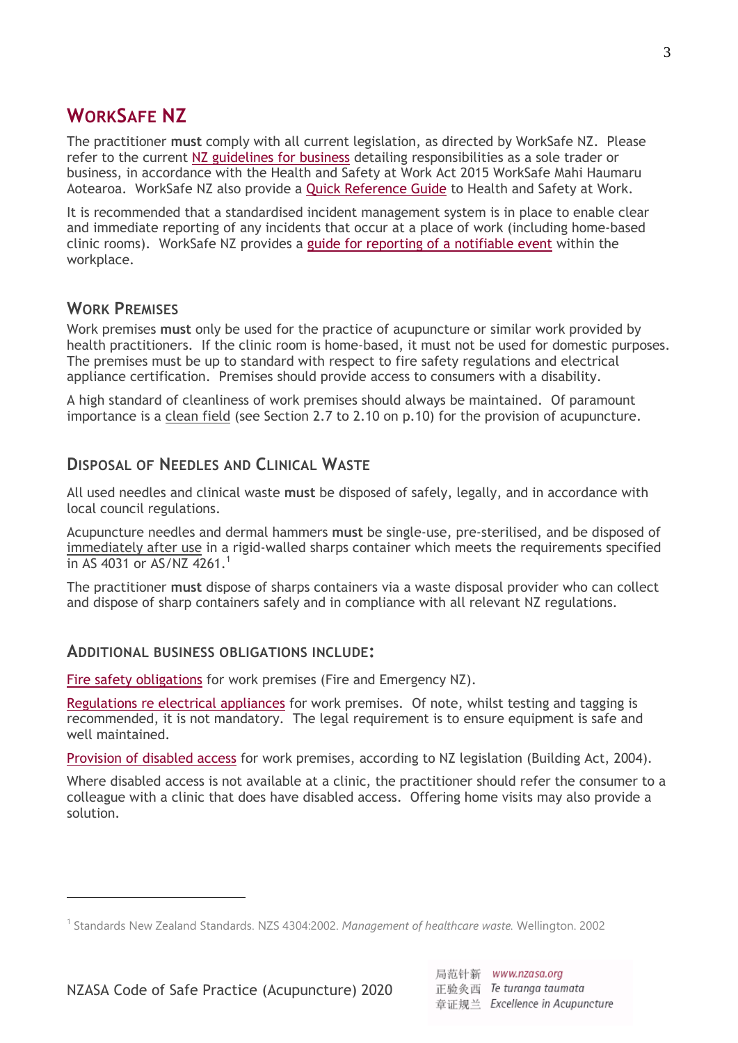## WorkSafe NZ

The practitioner **must** comply with all current legislation, as directed by WorkSafe NZ. Please refer to the current NZ guidelines for business detailing responsibilities as a sole trader or business, in accordance with the Health and Safety at Work Act 2015 WorkSafe Mahi Haumaru Aotearoa. WorkSafe NZ also provide a Quick Reference Guide to Health and Safety at Work.

It is recommended that a standardised incident management system is in place to enable clear and immediate reporting of any incidents that occur at a place of work (including home-based clinic rooms). WorkSafe NZ provides a guide for reporting of a notifiable event within the workplace.

### Work Premises

Work premises **must** only be used for the practice of acupuncture or similar work provided by health practitioners. If the clinic room is home-based, it must not be used for domestic purposes. The premises must be up to standard with respect to fire safety regulations and electrical appliance certification. Premises should provide access to consumers with a disability.

A high standard of cleanliness of work premises should always be maintained. Of paramount importance is a clean field (see Section 2.7 to 2.10 on p.10) for the provision of acupuncture.

### Disposal of Needles and Clinical Waste

All used needles and clinical waste **must** be disposed of safely, legally, and in accordance with local council regulations.

Acupuncture needles and dermal hammers **must** be single-use, pre-sterilised, and be disposed of immediately after use in a rigid-walled sharps container which meets the requirements specified in AS 4031 or AS/NZ 4261.[1]

The practitioner **must** dispose of sharps containers via a waste disposal provider who can collect and dispose of sharp containers safely and in compliance with all relevant NZ regulations.

### Additional business obligations include:

Fire safety obligations for work premises (Fire and Emergency NZ).

Regulations re electrical appliances for work premises. Of note, whilst testing and tagging is recommended, it is not mandatory. The legal requirement is to ensure equipment is safe and well maintained.

Provision of disabled access for work premises, according to NZ legislation (Building Act, 2004).

Where disabled access is not available at a clinic, the practitioner should refer the consumer to a colleague with a clinic that does have disabled access. Offering home visits may also provide a solution.

---

[1] Standards New Zealand Standards. NZS 4304:2002. *Management of healthcare waste.* Wellington. 2002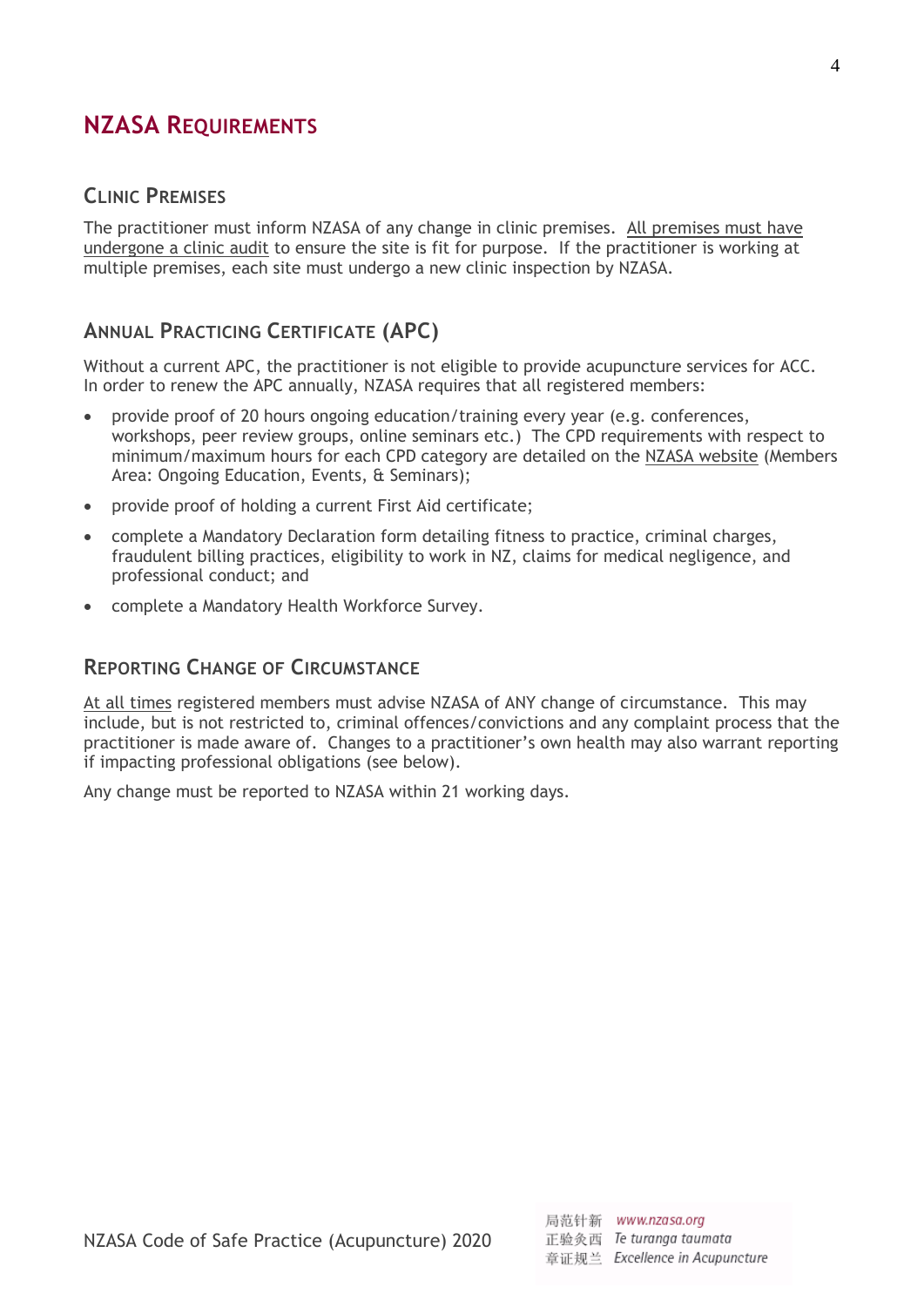## NZASA Requirements

### Clinic Premises

The practitioner must inform NZASA of any change in clinic premises. All premises must have undergone a clinic audit to ensure the site is fit for purpose. If the practitioner is working at multiple premises, each site must undergo a new clinic inspection by NZASA.

### Annual Practicing Certificate (APC)

Without a current APC, the practitioner is not eligible to provide acupuncture services for ACC. In order to renew the APC annually, NZASA requires that all registered members:

- provide proof of 20 hours ongoing education/training every year (e.g. conferences, workshops, peer review groups, online seminars etc.) The CPD requirements with respect to minimum/maximum hours for each CPD category are detailed on the NZASA website (Members Area: Ongoing Education, Events, & Seminars);
- provide proof of holding a current First Aid certificate;
- complete a Mandatory Declaration form detailing fitness to practice, criminal charges, fraudulent billing practices, eligibility to work in NZ, claims for medical negligence, and professional conduct; and
- complete a Mandatory Health Workforce Survey.

### Reporting Change of Circumstance

At all times registered members must advise NZASA of ANY change of circumstance. This may include, but is not restricted to, criminal offences/convictions and any complaint process that the practitioner is made aware of. Changes to a practitioner's own health may also warrant reporting if impacting professional obligations (see below).

Any change must be reported to NZASA within 21 working days.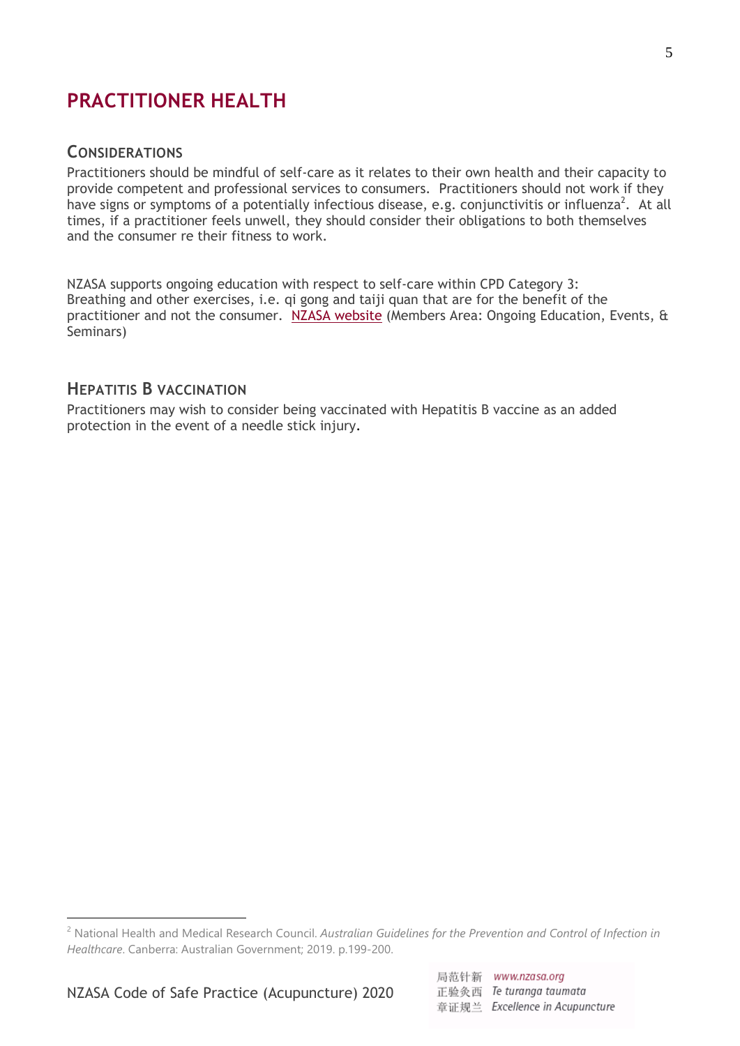# PRACTITIONER HEALTH

## CONSIDERATIONS

Practitioners should be mindful of self-care as it relates to their own health and their capacity to provide competent and professional services to consumers. Practitioners should not work if they have signs or symptoms of a potentially infectious disease, e.g. conjunctivitis or influenza[2]. At all times, if a practitioner feels unwell, they should consider their obligations to both themselves and the consumer re their fitness to work.

NZASA supports ongoing education with respect to self-care within CPD Category 3: Breathing and other exercises, i.e. qi gong and taiji quan that are for the benefit of the practitioner and not the consumer. NZASA website (Members Area: Ongoing Education, Events, & Seminars)

## HEPATITIS B VACCINATION

Practitioners may wish to consider being vaccinated with Hepatitis B vaccine as an added protection in the event of a needle stick injury.

[2] National Health and Medical Research Council. *Australian Guidelines for the Prevention and Control of Infection in Healthcare*. Canberra: Australian Government; 2019. p.199-200.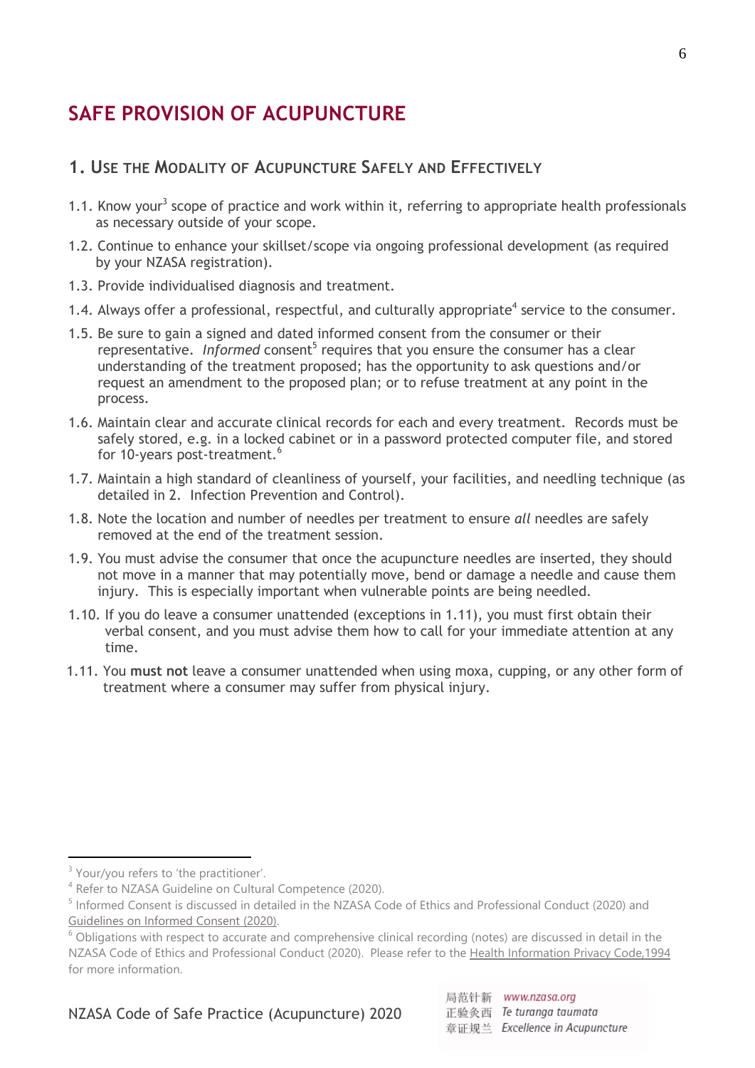# SAFE PROVISION OF ACUPUNCTURE

## 1. Use the Modality of Acupuncture Safely and Effectively

1.1. Know your[3] scope of practice and work within it, referring to appropriate health professionals as necessary outside of your scope.

1.2. Continue to enhance your skillset/scope via ongoing professional development (as required by your NZASA registration).

1.3. Provide individualised diagnosis and treatment.

1.4. Always offer a professional, respectful, and culturally appropriate[4] service to the consumer.

1.5. Be sure to gain a signed and dated informed consent from the consumer or their representative. *Informed* consent[5] requires that you ensure the consumer has a clear understanding of the treatment proposed; has the opportunity to ask questions and/or request an amendment to the proposed plan; or to refuse treatment at any point in the process.

1.6. Maintain clear and accurate clinical records for each and every treatment. Records must be safely stored, e.g. in a locked cabinet or in a password protected computer file, and stored for 10-years post-treatment.[6]

1.7. Maintain a high standard of cleanliness of yourself, your facilities, and needling technique (as detailed in 2. Infection Prevention and Control).

1.8. Note the location and number of needles per treatment to ensure *all* needles are safely removed at the end of the treatment session.

1.9. You must advise the consumer that once the acupuncture needles are inserted, they should not move in a manner that may potentially move, bend or damage a needle and cause them injury. This is especially important when vulnerable points are being needled.

1.10. If you do leave a consumer unattended (exceptions in 1.11), you must first obtain their verbal consent, and you must advise them how to call for your immediate attention at any time.

1.11. You **must not** leave a consumer unattended when using moxa, cupping, or any other form of treatment where a consumer may suffer from physical injury.

---

[3] Your/you refers to 'the practitioner'.

[4] Refer to NZASA Guideline on Cultural Competence (2020).

[5] Informed Consent is discussed in detailed in the NZASA Code of Ethics and Professional Conduct (2020) and Guidelines on Informed Consent (2020).

[6] Obligations with respect to accurate and comprehensive clinical recording (notes) are discussed in detail in the NZASA Code of Ethics and Professional Conduct (2020). Please refer to the Health Information Privacy Code,1994 for more information.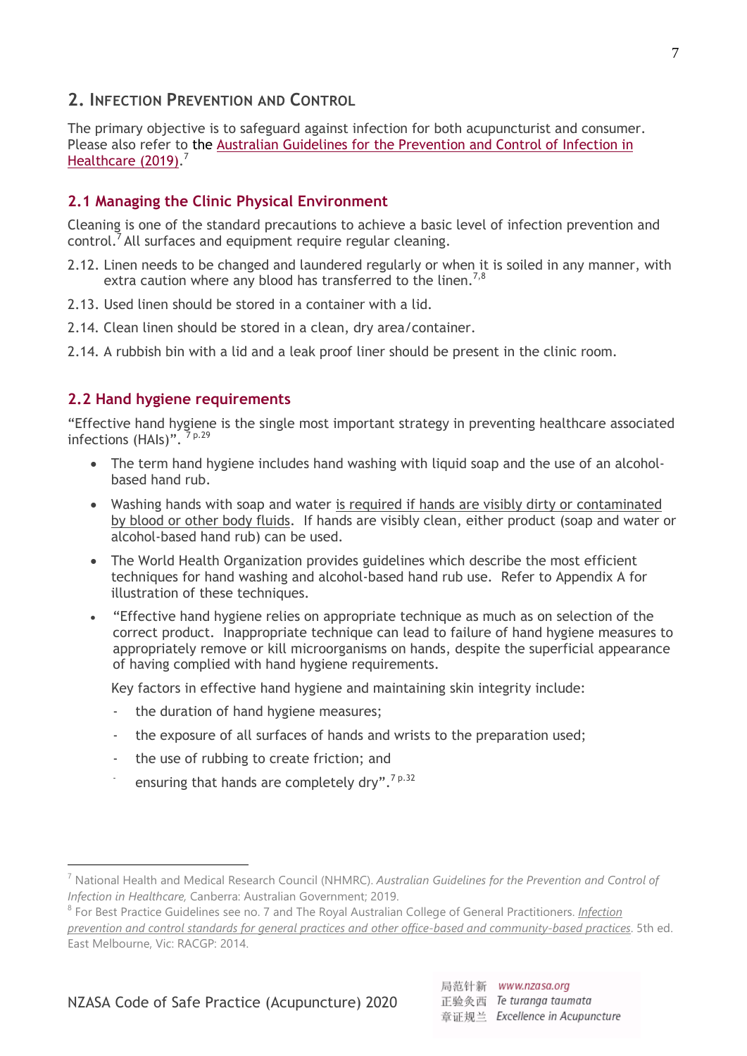## 2. Infection Prevention and Control

The primary objective is to safeguard against infection for both acupuncturist and consumer. Please also refer to the Australian Guidelines for the Prevention and Control of Infection in Healthcare (2019).[7]

### 2.1 Managing the Clinic Physical Environment

Cleaning is one of the standard precautions to achieve a basic level of infection prevention and control.[7] All surfaces and equipment require regular cleaning.

2.12. Linen needs to be changed and laundered regularly or when it is soiled in any manner, with extra caution where any blood has transferred to the linen.[7,8]

2.13. Used linen should be stored in a container with a lid.

2.14. Clean linen should be stored in a clean, dry area/container.

2.14. A rubbish bin with a lid and a leak proof liner should be present in the clinic room.

### 2.2 Hand hygiene requirements

"Effective hand hygiene is the single most important strategy in preventing healthcare associated infections (HAIs)". [7 p.29]

- The term hand hygiene includes hand washing with liquid soap and the use of an alcohol-based hand rub.
- Washing hands with soap and water is required if hands are visibly dirty or contaminated by blood or other body fluids. If hands are visibly clean, either product (soap and water or alcohol-based hand rub) can be used.
- The World Health Organization provides guidelines which describe the most efficient techniques for hand washing and alcohol-based hand rub use. Refer to Appendix A for illustration of these techniques.
- "Effective hand hygiene relies on appropriate technique as much as on selection of the correct product. Inappropriate technique can lead to failure of hand hygiene measures to appropriately remove or kill microorganisms on hands, despite the superficial appearance of having complied with hand hygiene requirements.

  Key factors in effective hand hygiene and maintaining skin integrity include:

  - the duration of hand hygiene measures;
  - the exposure of all surfaces of hands and wrists to the preparation used;
  - the use of rubbing to create friction; and
  - ensuring that hands are completely dry".[7 p.32]

---

[7] National Health and Medical Research Council (NHMRC). *Australian Guidelines for the Prevention and Control of Infection in Healthcare,* Canberra: Australian Government; 2019.

[8] For Best Practice Guidelines see no. 7 and The Royal Australian College of General Practitioners. *Infection prevention and control standards for general practices and other office-based and community-based practices*. 5th ed. East Melbourne, Vic: RACGP: 2014.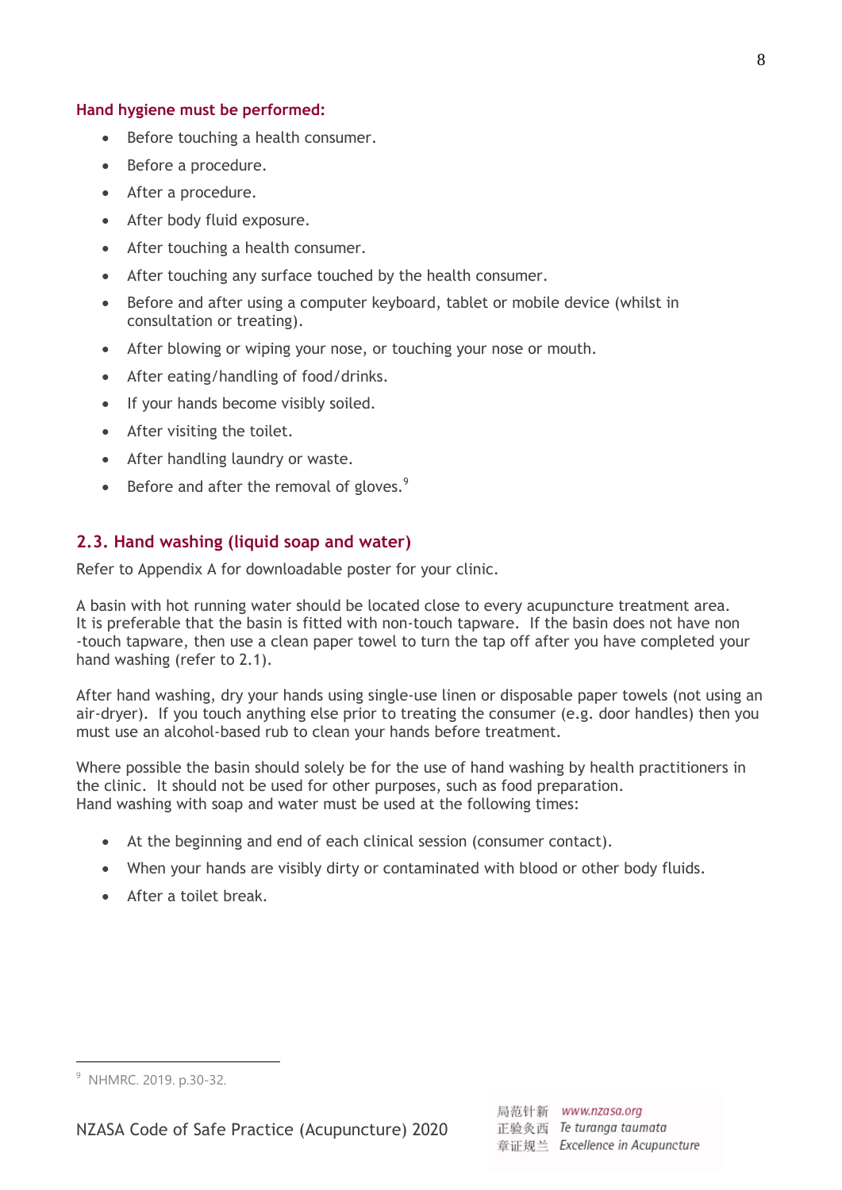**Hand hygiene must be performed:**

- Before touching a health consumer.
- Before a procedure.
- After a procedure.
- After body fluid exposure.
- After touching a health consumer.
- After touching any surface touched by the health consumer.
- Before and after using a computer keyboard, tablet or mobile device (whilst in consultation or treating).
- After blowing or wiping your nose, or touching your nose or mouth.
- After eating/handling of food/drinks.
- If your hands become visibly soiled.
- After visiting the toilet.
- After handling laundry or waste.
- Before and after the removal of gloves.[9]

## 2.3. Hand washing (liquid soap and water)

Refer to Appendix A for downloadable poster for your clinic.

A basin with hot running water should be located close to every acupuncture treatment area. It is preferable that the basin is fitted with non-touch tapware. If the basin does not have non-touch tapware, then use a clean paper towel to turn the tap off after you have completed your hand washing (refer to 2.1).

After hand washing, dry your hands using single-use linen or disposable paper towels (not using an air-dryer). If you touch anything else prior to treating the consumer (e.g. door handles) then you must use an alcohol-based rub to clean your hands before treatment.

Where possible the basin should solely be for the use of hand washing by health practitioners in the clinic. It should not be used for other purposes, such as food preparation.
Hand washing with soap and water must be used at the following times:

- At the beginning and end of each clinical session (consumer contact).
- When your hands are visibly dirty or contaminated with blood or other body fluids.
- After a toilet break.

[9] NHMRC. 2019. p.30-32.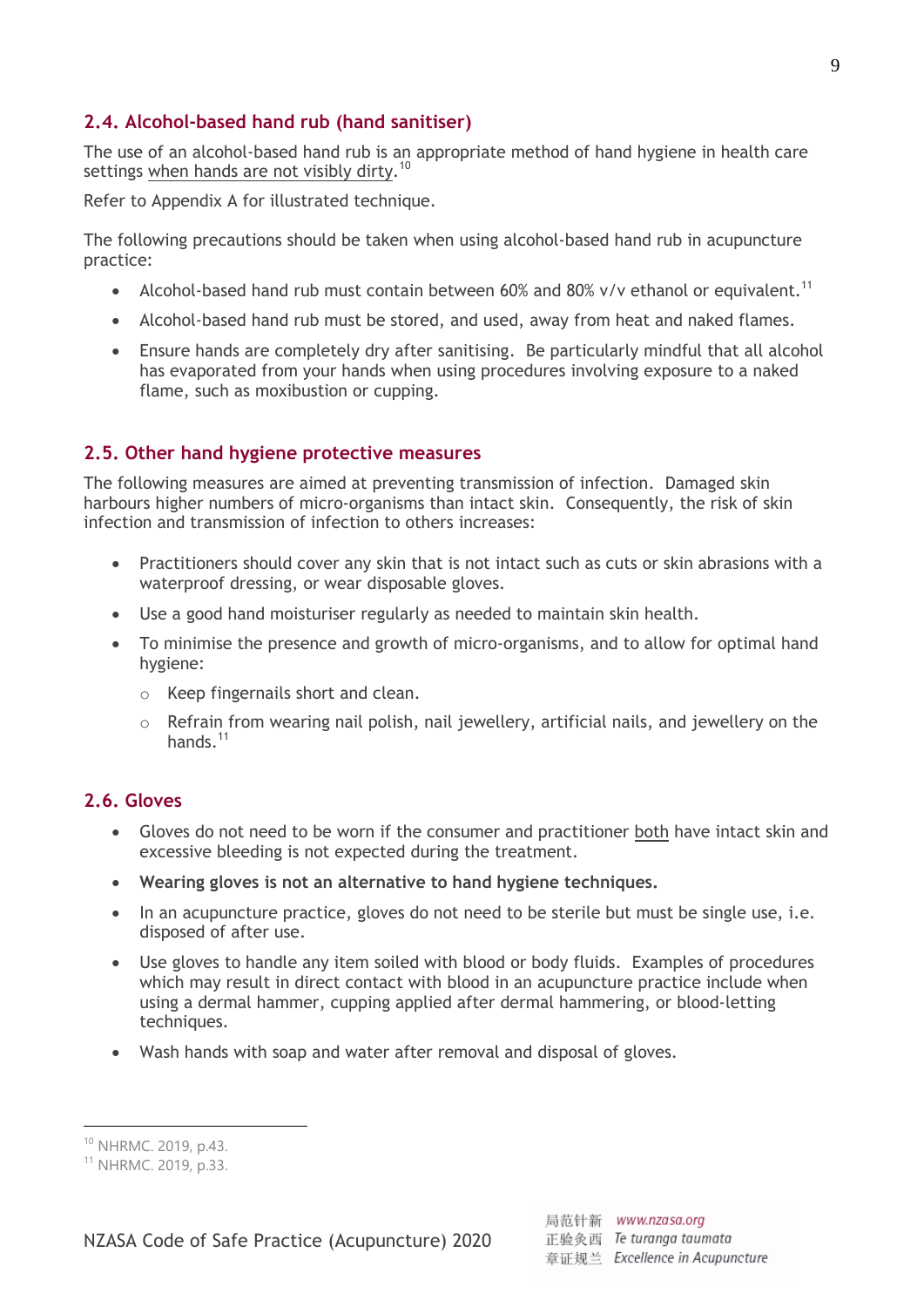## 2.4. Alcohol-based hand rub (hand sanitiser)

The use of an alcohol-based hand rub is an appropriate method of hand hygiene in health care settings when hands are not visibly dirty.[10]

Refer to Appendix A for illustrated technique.

The following precautions should be taken when using alcohol-based hand rub in acupuncture practice:

- Alcohol-based hand rub must contain between 60% and 80% v/v ethanol or equivalent.[11]
- Alcohol-based hand rub must be stored, and used, away from heat and naked flames.
- Ensure hands are completely dry after sanitising. Be particularly mindful that all alcohol has evaporated from your hands when using procedures involving exposure to a naked flame, such as moxibustion or cupping.

## 2.5. Other hand hygiene protective measures

The following measures are aimed at preventing transmission of infection. Damaged skin harbours higher numbers of micro-organisms than intact skin. Consequently, the risk of skin infection and transmission of infection to others increases:

- Practitioners should cover any skin that is not intact such as cuts or skin abrasions with a waterproof dressing, or wear disposable gloves.
- Use a good hand moisturiser regularly as needed to maintain skin health.
- To minimise the presence and growth of micro-organisms, and to allow for optimal hand hygiene:
  - Keep fingernails short and clean.
  - Refrain from wearing nail polish, nail jewellery, artificial nails, and jewellery on the hands.[11]

## 2.6. Gloves

- Gloves do not need to be worn if the consumer and practitioner both have intact skin and excessive bleeding is not expected during the treatment.
- **Wearing gloves is not an alternative to hand hygiene techniques.**
- In an acupuncture practice, gloves do not need to be sterile but must be single use, i.e. disposed of after use.
- Use gloves to handle any item soiled with blood or body fluids. Examples of procedures which may result in direct contact with blood in an acupuncture practice include when using a dermal hammer, cupping applied after dermal hammering, or blood-letting techniques.
- Wash hands with soap and water after removal and disposal of gloves.

---

[10] NHRMC. 2019, p.43.

[11] NHRMC. 2019, p.33.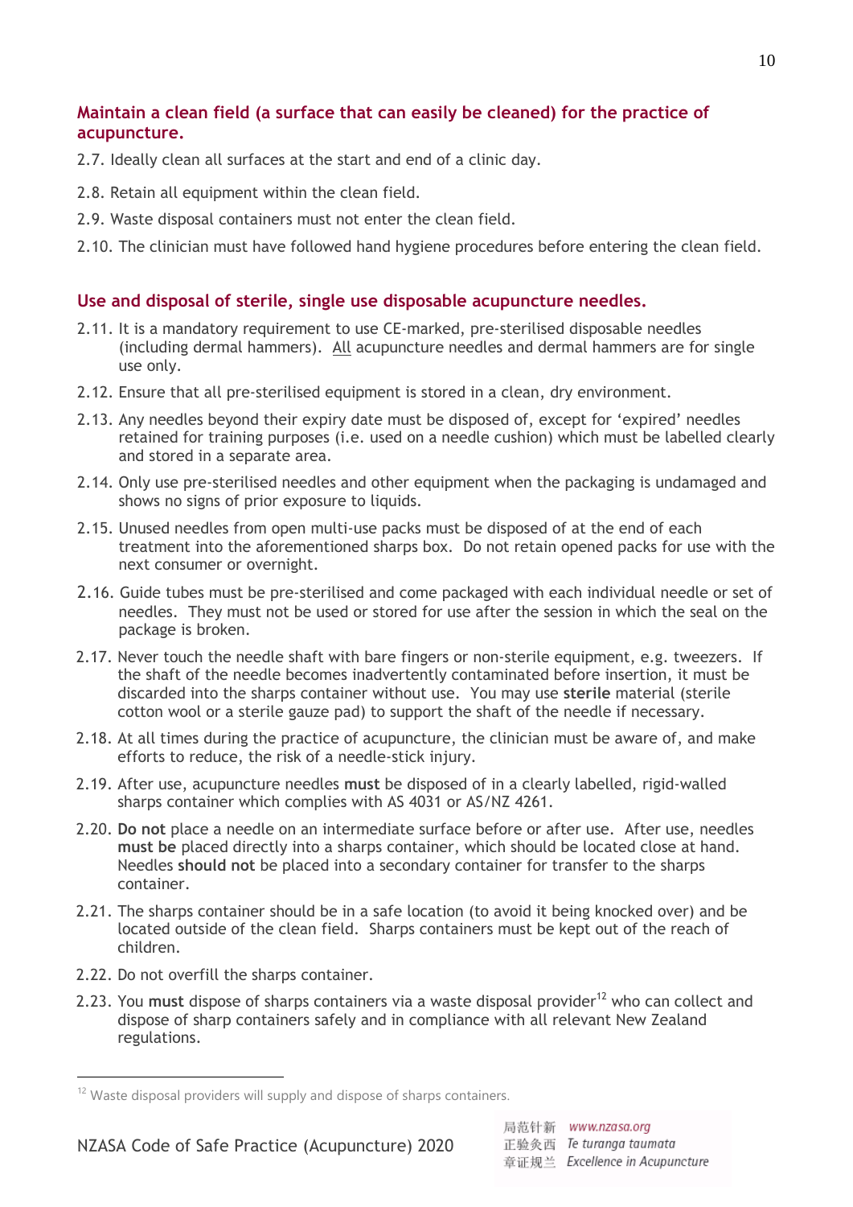### Maintain a clean field (a surface that can easily be cleaned) for the practice of acupuncture.

2.7. Ideally clean all surfaces at the start and end of a clinic day.

2.8. Retain all equipment within the clean field.

2.9. Waste disposal containers must not enter the clean field.

2.10. The clinician must have followed hand hygiene procedures before entering the clean field.

### Use and disposal of sterile, single use disposable acupuncture needles.

2.11. It is a mandatory requirement to use CE-marked, pre-sterilised disposable needles (including dermal hammers). All acupuncture needles and dermal hammers are for single use only.

2.12. Ensure that all pre-sterilised equipment is stored in a clean, dry environment.

2.13. Any needles beyond their expiry date must be disposed of, except for 'expired' needles retained for training purposes (i.e. used on a needle cushion) which must be labelled clearly and stored in a separate area.

2.14. Only use pre-sterilised needles and other equipment when the packaging is undamaged and shows no signs of prior exposure to liquids.

2.15. Unused needles from open multi-use packs must be disposed of at the end of each treatment into the aforementioned sharps box. Do not retain opened packs for use with the next consumer or overnight.

2.16. Guide tubes must be pre-sterilised and come packaged with each individual needle or set of needles. They must not be used or stored for use after the session in which the seal on the package is broken.

2.17. Never touch the needle shaft with bare fingers or non-sterile equipment, e.g. tweezers. If the shaft of the needle becomes inadvertently contaminated before insertion, it must be discarded into the sharps container without use. You may use **sterile** material (sterile cotton wool or a sterile gauze pad) to support the shaft of the needle if necessary.

2.18. At all times during the practice of acupuncture, the clinician must be aware of, and make efforts to reduce, the risk of a needle-stick injury.

2.19. After use, acupuncture needles **must** be disposed of in a clearly labelled, rigid-walled sharps container which complies with AS 4031 or AS/NZ 4261.

2.20. **Do not** place a needle on an intermediate surface before or after use. After use, needles **must be** placed directly into a sharps container, which should be located close at hand. Needles **should not** be placed into a secondary container for transfer to the sharps container.

2.21. The sharps container should be in a safe location (to avoid it being knocked over) and be located outside of the clean field. Sharps containers must be kept out of the reach of children.

2.22. Do not overfill the sharps container.

2.23. You **must** dispose of sharps containers via a waste disposal provider[12] who can collect and dispose of sharp containers safely and in compliance with all relevant New Zealand regulations.

---

[12] Waste disposal providers will supply and dispose of sharps containers.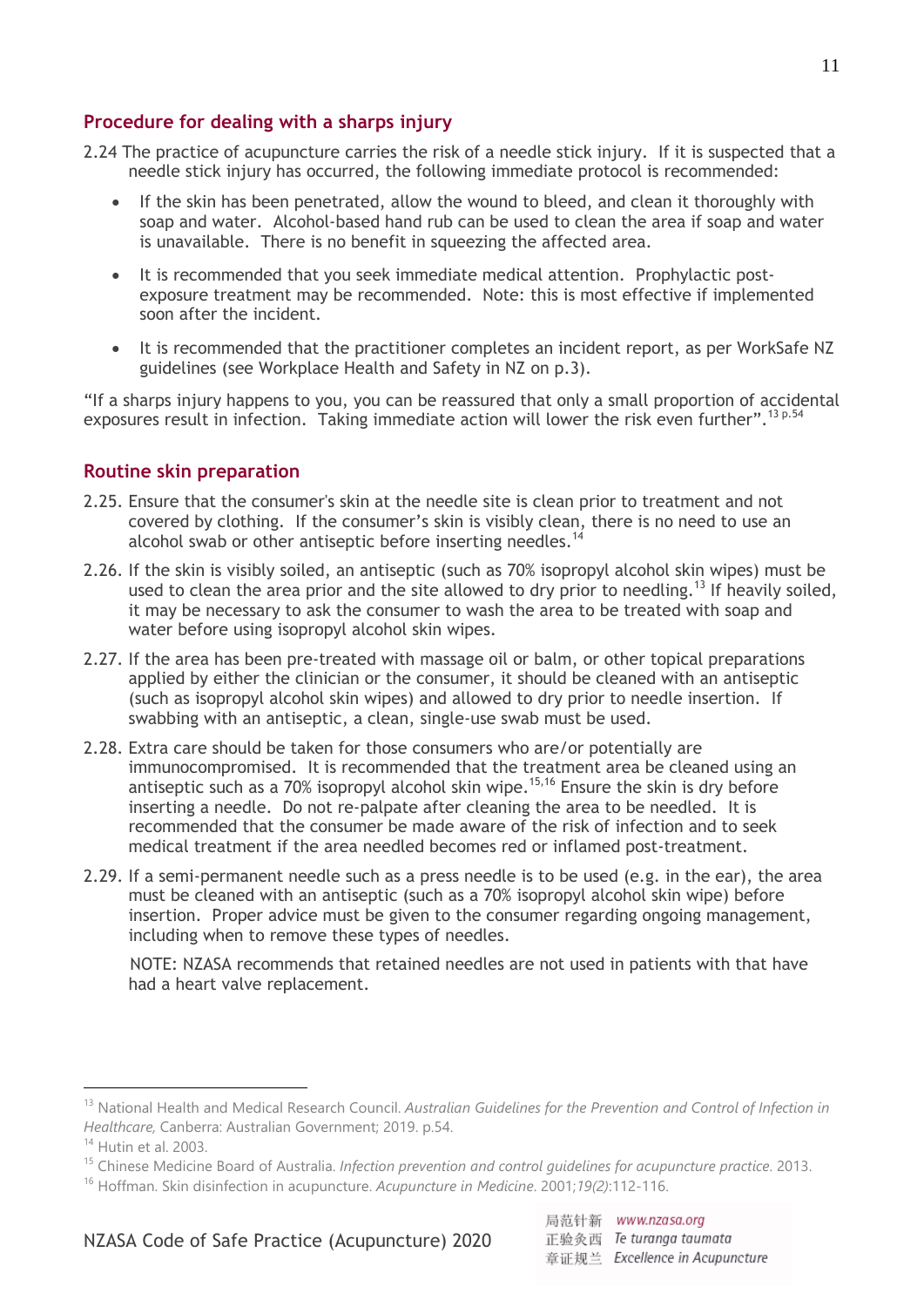## Procedure for dealing with a sharps injury

2.24 The practice of acupuncture carries the risk of a needle stick injury. If it is suspected that a needle stick injury has occurred, the following immediate protocol is recommended:

- If the skin has been penetrated, allow the wound to bleed, and clean it thoroughly with soap and water. Alcohol-based hand rub can be used to clean the area if soap and water is unavailable. There is no benefit in squeezing the affected area.
- It is recommended that you seek immediate medical attention. Prophylactic post-exposure treatment may be recommended. Note: this is most effective if implemented soon after the incident.
- It is recommended that the practitioner completes an incident report, as per WorkSafe NZ guidelines (see Workplace Health and Safety in NZ on p.3).

"If a sharps injury happens to you, you can be reassured that only a small proportion of accidental exposures result in infection. Taking immediate action will lower the risk even further".[13 p.54]

## Routine skin preparation

2.25. Ensure that the consumer's skin at the needle site is clean prior to treatment and not covered by clothing. If the consumer's skin is visibly clean, there is no need to use an alcohol swab or other antiseptic before inserting needles.[14]

2.26. If the skin is visibly soiled, an antiseptic (such as 70% isopropyl alcohol skin wipes) must be used to clean the area prior and the site allowed to dry prior to needling.[13] If heavily soiled, it may be necessary to ask the consumer to wash the area to be treated with soap and water before using isopropyl alcohol skin wipes.

2.27. If the area has been pre-treated with massage oil or balm, or other topical preparations applied by either the clinician or the consumer, it should be cleaned with an antiseptic (such as isopropyl alcohol skin wipes) and allowed to dry prior to needle insertion. If swabbing with an antiseptic, a clean, single-use swab must be used.

2.28. Extra care should be taken for those consumers who are/or potentially are immunocompromised. It is recommended that the treatment area be cleaned using an antiseptic such as a 70% isopropyl alcohol skin wipe.[15,16] Ensure the skin is dry before inserting a needle. Do not re-palpate after cleaning the area to be needled. It is recommended that the consumer be made aware of the risk of infection and to seek medical treatment if the area needled becomes red or inflamed post-treatment.

2.29. If a semi-permanent needle such as a press needle is to be used (e.g. in the ear), the area must be cleaned with an antiseptic (such as a 70% isopropyl alcohol skin wipe) before insertion. Proper advice must be given to the consumer regarding ongoing management, including when to remove these types of needles.

NOTE: NZASA recommends that retained needles are not used in patients with that have had a heart valve replacement.

---

[13] National Health and Medical Research Council. *Australian Guidelines for the Prevention and Control of Infection in Healthcare,* Canberra: Australian Government; 2019. p.54.

[14] Hutin et al. 2003.

[15] Chinese Medicine Board of Australia. *Infection prevention and control guidelines for acupuncture practice*. 2013.

[16] Hoffman. Skin disinfection in acupuncture. *Acupuncture in Medicine*. 2001;*19(2)*:112-116.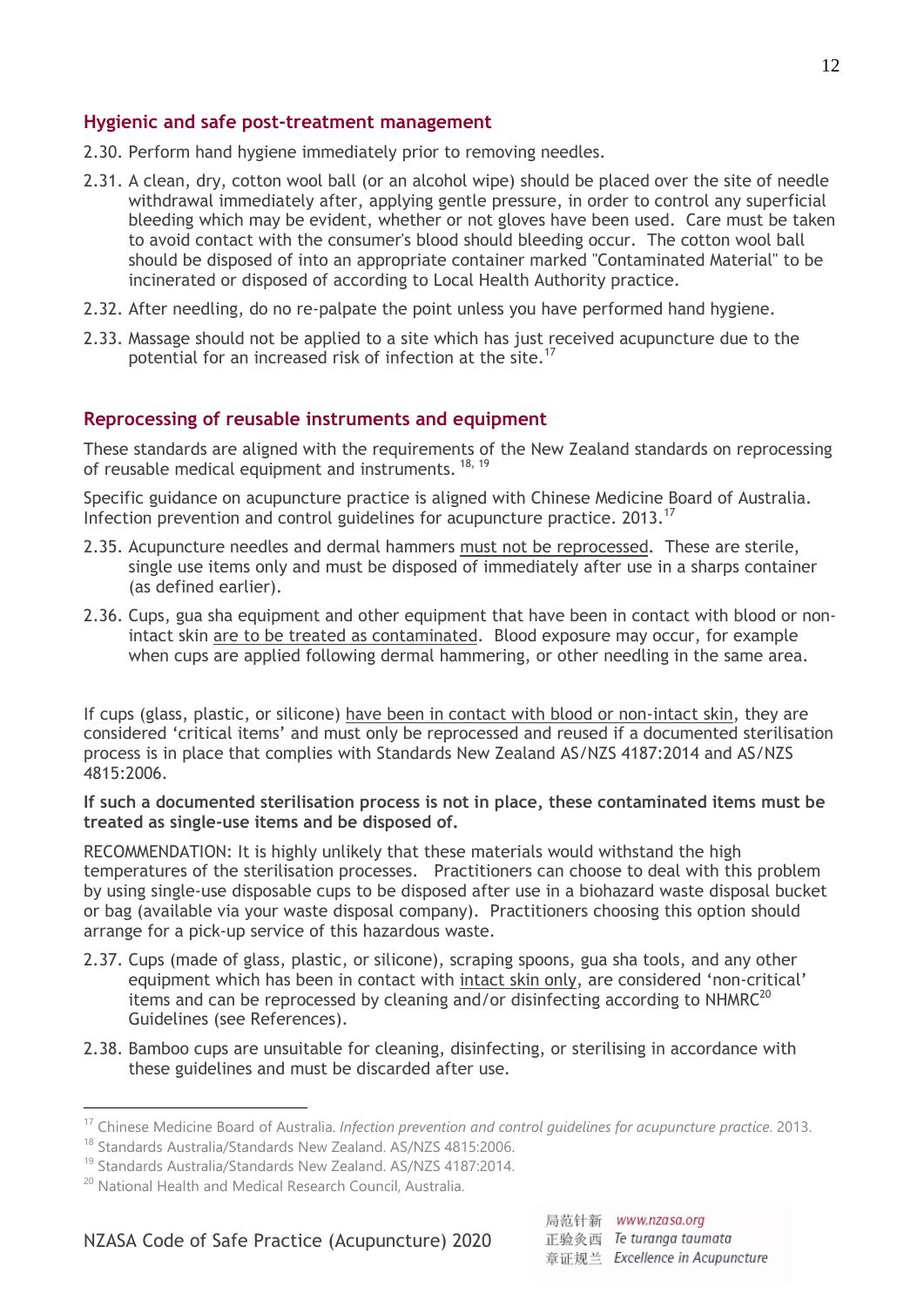## Hygienic and safe post-treatment management

2.30. Perform hand hygiene immediately prior to removing needles.

2.31. A clean, dry, cotton wool ball (or an alcohol wipe) should be placed over the site of needle withdrawal immediately after, applying gentle pressure, in order to control any superficial bleeding which may be evident, whether or not gloves have been used. Care must be taken to avoid contact with the consumer's blood should bleeding occur. The cotton wool ball should be disposed of into an appropriate container marked "Contaminated Material" to be incinerated or disposed of according to Local Health Authority practice.

2.32. After needling, do no re-palpate the point unless you have performed hand hygiene.

2.33. Massage should not be applied to a site which has just received acupuncture due to the potential for an increased risk of infection at the site.[17]

## Reprocessing of reusable instruments and equipment

These standards are aligned with the requirements of the New Zealand standards on reprocessing of reusable medical equipment and instruments. [18, 19]

Specific guidance on acupuncture practice is aligned with Chinese Medicine Board of Australia. Infection prevention and control guidelines for acupuncture practice. 2013.[17]

2.35. Acupuncture needles and dermal hammers must not be reprocessed. These are sterile, single use items only and must be disposed of immediately after use in a sharps container (as defined earlier).

2.36. Cups, gua sha equipment and other equipment that have been in contact with blood or non-intact skin are to be treated as contaminated. Blood exposure may occur, for example when cups are applied following dermal hammering, or other needling in the same area.

If cups (glass, plastic, or silicone) have been in contact with blood or non-intact skin, they are considered 'critical items' and must only be reprocessed and reused if a documented sterilisation process is in place that complies with Standards New Zealand AS/NZS 4187:2014 and AS/NZS 4815:2006.

**If such a documented sterilisation process is not in place, these contaminated items must be treated as single-use items and be disposed of.**

RECOMMENDATION: It is highly unlikely that these materials would withstand the high temperatures of the sterilisation processes. Practitioners can choose to deal with this problem by using single-use disposable cups to be disposed after use in a biohazard waste disposal bucket or bag (available via your waste disposal company). Practitioners choosing this option should arrange for a pick-up service of this hazardous waste.

2.37. Cups (made of glass, plastic, or silicone), scraping spoons, gua sha tools, and any other equipment which has been in contact with intact skin only, are considered 'non-critical' items and can be reprocessed by cleaning and/or disinfecting according to NHMRC[20] Guidelines (see References).

2.38. Bamboo cups are unsuitable for cleaning, disinfecting, or sterilising in accordance with these guidelines and must be discarded after use.

---

[17] Chinese Medicine Board of Australia. *Infection prevention and control guidelines for acupuncture practice*. 2013.

[18] Standards Australia/Standards New Zealand. AS/NZS 4815:2006.

[19] Standards Australia/Standards New Zealand. AS/NZS 4187:2014.

[20] National Health and Medical Research Council, Australia.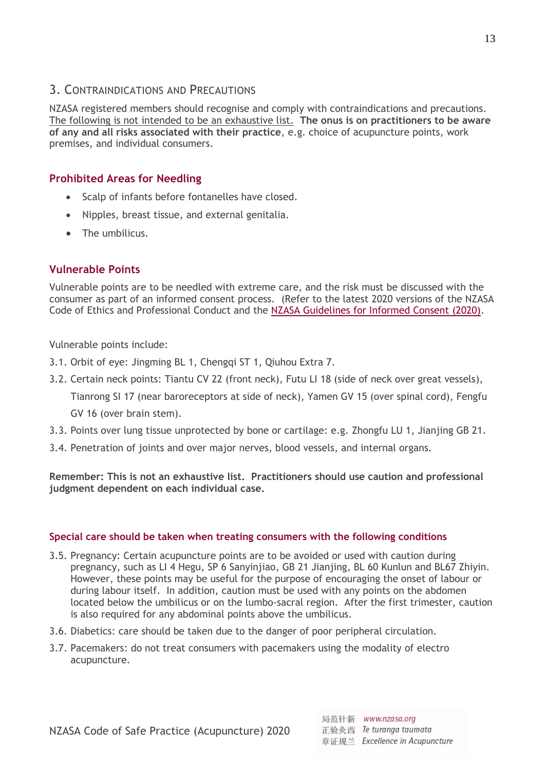## 3. Contraindications and Precautions

NZASA registered members should recognise and comply with contraindications and precautions. The following is not intended to be an exhaustive list. **The onus is on practitioners to be aware of any and all risks associated with their practice**, e.g. choice of acupuncture points, work premises, and individual consumers.

### Prohibited Areas for Needling

- Scalp of infants before fontanelles have closed.
- Nipples, breast tissue, and external genitalia.
- The umbilicus.

### Vulnerable Points

Vulnerable points are to be needled with extreme care, and the risk must be discussed with the consumer as part of an informed consent process. (Refer to the latest 2020 versions of the NZASA Code of Ethics and Professional Conduct and the NZASA Guidelines for Informed Consent (2020).

Vulnerable points include:

3.1. Orbit of eye: Jingming BL 1, Chengqi ST 1, Qiuhou Extra 7.

3.2. Certain neck points: Tiantu CV 22 (front neck), Futu LI 18 (side of neck over great vessels), Tianrong SI 17 (near baroreceptors at side of neck), Yamen GV 15 (over spinal cord), Fengfu GV 16 (over brain stem).

3.3. Points over lung tissue unprotected by bone or cartilage: e.g. Zhongfu LU 1, Jianjing GB 21.

3.4. Penetration of joints and over major nerves, blood vessels, and internal organs.

**Remember: This is not an exhaustive list. Practitioners should use caution and professional judgment dependent on each individual case.**

#### Special care should be taken when treating consumers with the following conditions

3.5. Pregnancy: Certain acupuncture points are to be avoided or used with caution during pregnancy, such as LI 4 Hegu, SP 6 Sanyinjiao, GB 21 Jianjing, BL 60 Kunlun and BL67 Zhiyin. However, these points may be useful for the purpose of encouraging the onset of labour or during labour itself. In addition, caution must be used with any points on the abdomen located below the umbilicus or on the lumbo-sacral region. After the first trimester, caution is also required for any abdominal points above the umbilicus.

3.6. Diabetics: care should be taken due to the danger of poor peripheral circulation.

3.7. Pacemakers: do not treat consumers with pacemakers using the modality of electro acupuncture.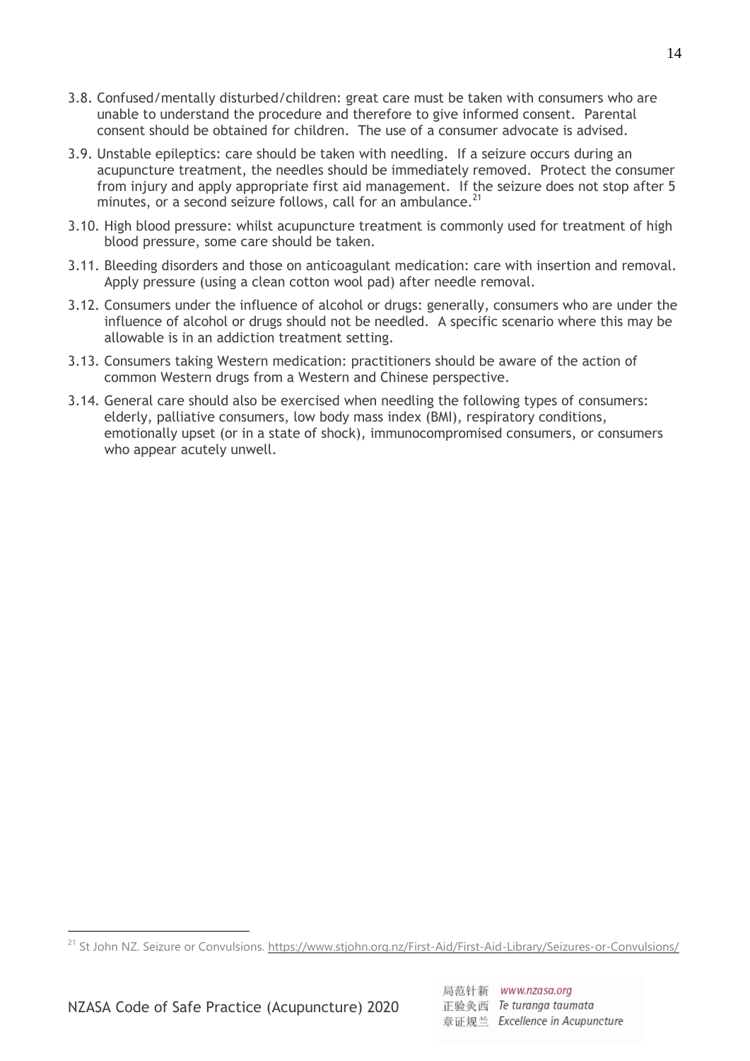3.8. Confused/mentally disturbed/children: great care must be taken with consumers who are unable to understand the procedure and therefore to give informed consent. Parental consent should be obtained for children. The use of a consumer advocate is advised.

3.9. Unstable epileptics: care should be taken with needling. If a seizure occurs during an acupuncture treatment, the needles should be immediately removed. Protect the consumer from injury and apply appropriate first aid management. If the seizure does not stop after 5 minutes, or a second seizure follows, call for an ambulance.[21]

3.10. High blood pressure: whilst acupuncture treatment is commonly used for treatment of high blood pressure, some care should be taken.

3.11. Bleeding disorders and those on anticoagulant medication: care with insertion and removal. Apply pressure (using a clean cotton wool pad) after needle removal.

3.12. Consumers under the influence of alcohol or drugs: generally, consumers who are under the influence of alcohol or drugs should not be needled. A specific scenario where this may be allowable is in an addiction treatment setting.

3.13. Consumers taking Western medication: practitioners should be aware of the action of common Western drugs from a Western and Chinese perspective.

3.14. General care should also be exercised when needling the following types of consumers: elderly, palliative consumers, low body mass index (BMI), respiratory conditions, emotionally upset (or in a state of shock), immunocompromised consumers, or consumers who appear acutely unwell.

---

[21] St John NZ. Seizure or Convulsions. https://www.stjohn.org.nz/First-Aid/First-Aid-Library/Seizures-or-Convulsions/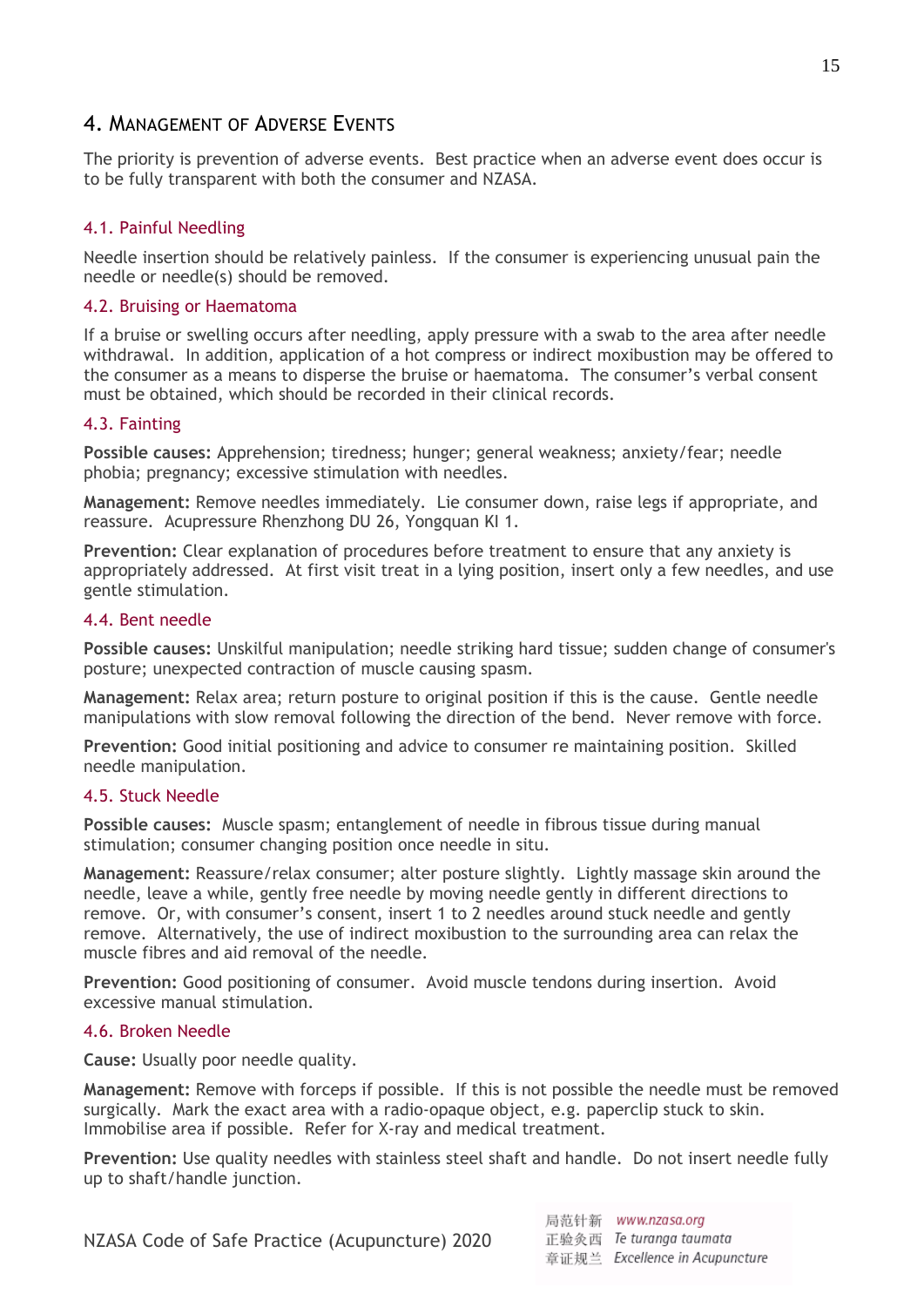## 4. Management of Adverse Events

The priority is prevention of adverse events. Best practice when an adverse event does occur is to be fully transparent with both the consumer and NZASA.

### 4.1. Painful Needling

Needle insertion should be relatively painless. If the consumer is experiencing unusual pain the needle or needle(s) should be removed.

### 4.2. Bruising or Haematoma

If a bruise or swelling occurs after needling, apply pressure with a swab to the area after needle withdrawal. In addition, application of a hot compress or indirect moxibustion may be offered to the consumer as a means to disperse the bruise or haematoma. The consumer's verbal consent must be obtained, which should be recorded in their clinical records.

### 4.3. Fainting

**Possible causes:** Apprehension; tiredness; hunger; general weakness; anxiety/fear; needle phobia; pregnancy; excessive stimulation with needles.

**Management:** Remove needles immediately. Lie consumer down, raise legs if appropriate, and reassure. Acupressure Rhenzhong DU 26, Yongquan KI 1.

**Prevention:** Clear explanation of procedures before treatment to ensure that any anxiety is appropriately addressed. At first visit treat in a lying position, insert only a few needles, and use gentle stimulation.

### 4.4. Bent needle

**Possible causes:** Unskilful manipulation; needle striking hard tissue; sudden change of consumer's posture; unexpected contraction of muscle causing spasm.

**Management:** Relax area; return posture to original position if this is the cause. Gentle needle manipulations with slow removal following the direction of the bend. Never remove with force.

**Prevention:** Good initial positioning and advice to consumer re maintaining position. Skilled needle manipulation.

### 4.5. Stuck Needle

**Possible causes:** Muscle spasm; entanglement of needle in fibrous tissue during manual stimulation; consumer changing position once needle in situ.

**Management:** Reassure/relax consumer; alter posture slightly. Lightly massage skin around the needle, leave a while, gently free needle by moving needle gently in different directions to remove. Or, with consumer's consent, insert 1 to 2 needles around stuck needle and gently remove. Alternatively, the use of indirect moxibustion to the surrounding area can relax the muscle fibres and aid removal of the needle.

**Prevention:** Good positioning of consumer. Avoid muscle tendons during insertion. Avoid excessive manual stimulation.

### 4.6. Broken Needle

**Cause:** Usually poor needle quality.

**Management:** Remove with forceps if possible. If this is not possible the needle must be removed surgically. Mark the exact area with a radio-opaque object, e.g. paperclip stuck to skin. Immobilise area if possible. Refer for X-ray and medical treatment.

**Prevention:** Use quality needles with stainless steel shaft and handle. Do not insert needle fully up to shaft/handle junction.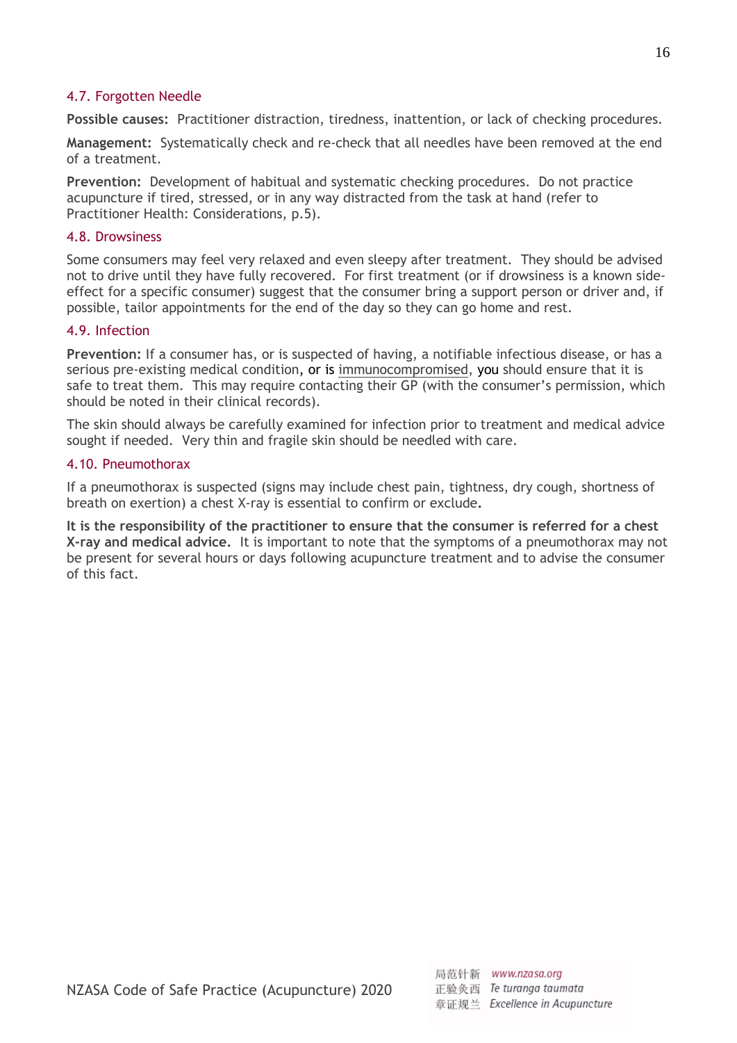### 4.7. Forgotten Needle

**Possible causes:** Practitioner distraction, tiredness, inattention, or lack of checking procedures.

**Management:** Systematically check and re-check that all needles have been removed at the end of a treatment.

**Prevention:** Development of habitual and systematic checking procedures. Do not practice acupuncture if tired, stressed, or in any way distracted from the task at hand (refer to Practitioner Health: Considerations, p.5).

### 4.8. Drowsiness

Some consumers may feel very relaxed and even sleepy after treatment. They should be advised not to drive until they have fully recovered. For first treatment (or if drowsiness is a known side-effect for a specific consumer) suggest that the consumer bring a support person or driver and, if possible, tailor appointments for the end of the day so they can go home and rest.

### 4.9. Infection

**Prevention:** If a consumer has, or is suspected of having, a notifiable infectious disease, or has a serious pre-existing medical condition, or is immunocompromised, you should ensure that it is safe to treat them. This may require contacting their GP (with the consumer's permission, which should be noted in their clinical records).

The skin should always be carefully examined for infection prior to treatment and medical advice sought if needed. Very thin and fragile skin should be needled with care.

### 4.10. Pneumothorax

If a pneumothorax is suspected (signs may include chest pain, tightness, dry cough, shortness of breath on exertion) a chest X-ray is essential to confirm or exclude.

**It is the responsibility of the practitioner to ensure that the consumer is referred for a chest X-ray and medical advice.** It is important to note that the symptoms of a pneumothorax may not be present for several hours or days following acupuncture treatment and to advise the consumer of this fact.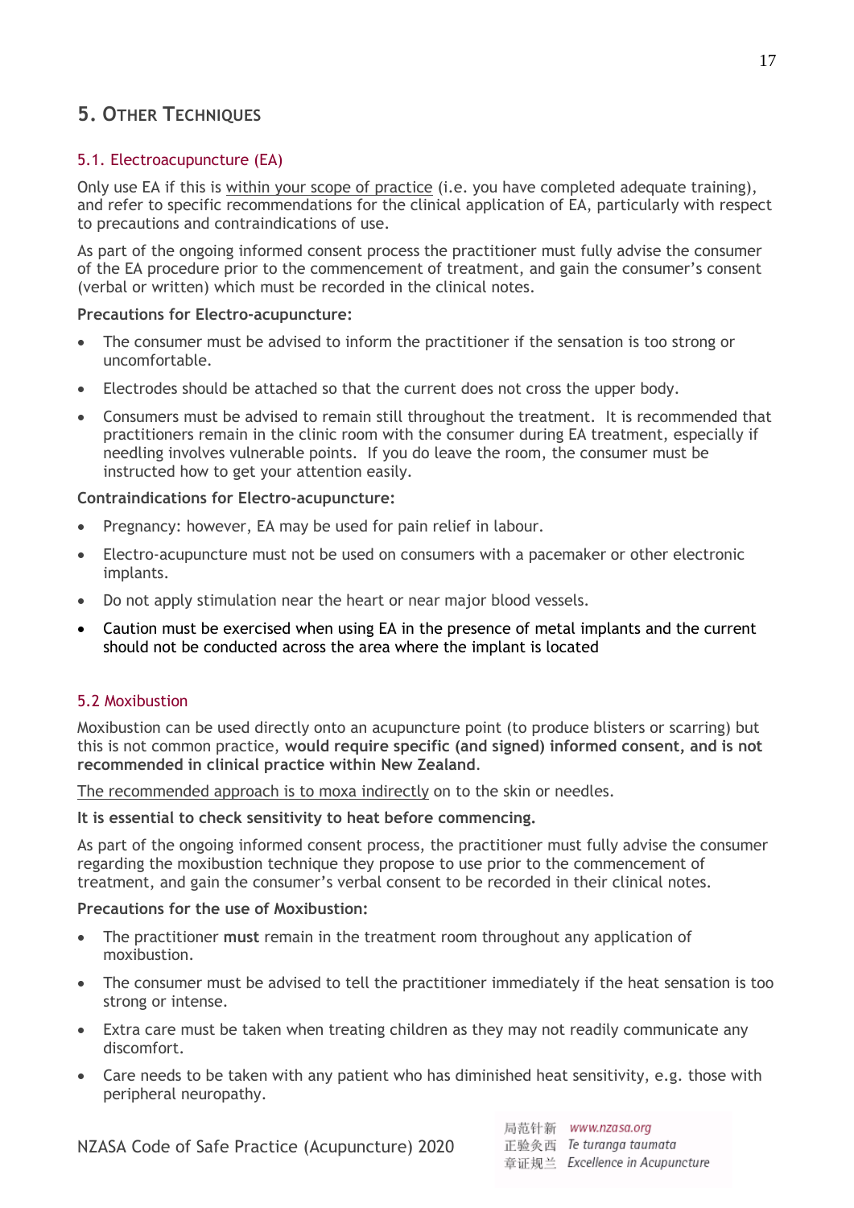# 5. Other Techniques

## 5.1. Electroacupuncture (EA)

Only use EA if this is within your scope of practice (i.e. you have completed adequate training), and refer to specific recommendations for the clinical application of EA, particularly with respect to precautions and contraindications of use.

As part of the ongoing informed consent process the practitioner must fully advise the consumer of the EA procedure prior to the commencement of treatment, and gain the consumer's consent (verbal or written) which must be recorded in the clinical notes.

**Precautions for Electro-acupuncture:**

- The consumer must be advised to inform the practitioner if the sensation is too strong or uncomfortable.
- Electrodes should be attached so that the current does not cross the upper body.
- Consumers must be advised to remain still throughout the treatment. It is recommended that practitioners remain in the clinic room with the consumer during EA treatment, especially if needling involves vulnerable points. If you do leave the room, the consumer must be instructed how to get your attention easily.

**Contraindications for Electro-acupuncture:**

- Pregnancy: however, EA may be used for pain relief in labour.
- Electro-acupuncture must not be used on consumers with a pacemaker or other electronic implants.
- Do not apply stimulation near the heart or near major blood vessels.
- Caution must be exercised when using EA in the presence of metal implants and the current should not be conducted across the area where the implant is located

## 5.2 Moxibustion

Moxibustion can be used directly onto an acupuncture point (to produce blisters or scarring) but this is not common practice, **would require specific (and signed) informed consent, and is not recommended in clinical practice within New Zealand**.

The recommended approach is to moxa indirectly on to the skin or needles.

**It is essential to check sensitivity to heat before commencing.**

As part of the ongoing informed consent process, the practitioner must fully advise the consumer regarding the moxibustion technique they propose to use prior to the commencement of treatment, and gain the consumer's verbal consent to be recorded in their clinical notes.

**Precautions for the use of Moxibustion:**

- The practitioner **must** remain in the treatment room throughout any application of moxibustion.
- The consumer must be advised to tell the practitioner immediately if the heat sensation is too strong or intense.
- Extra care must be taken when treating children as they may not readily communicate any discomfort.
- Care needs to be taken with any patient who has diminished heat sensitivity, e.g. those with peripheral neuropathy.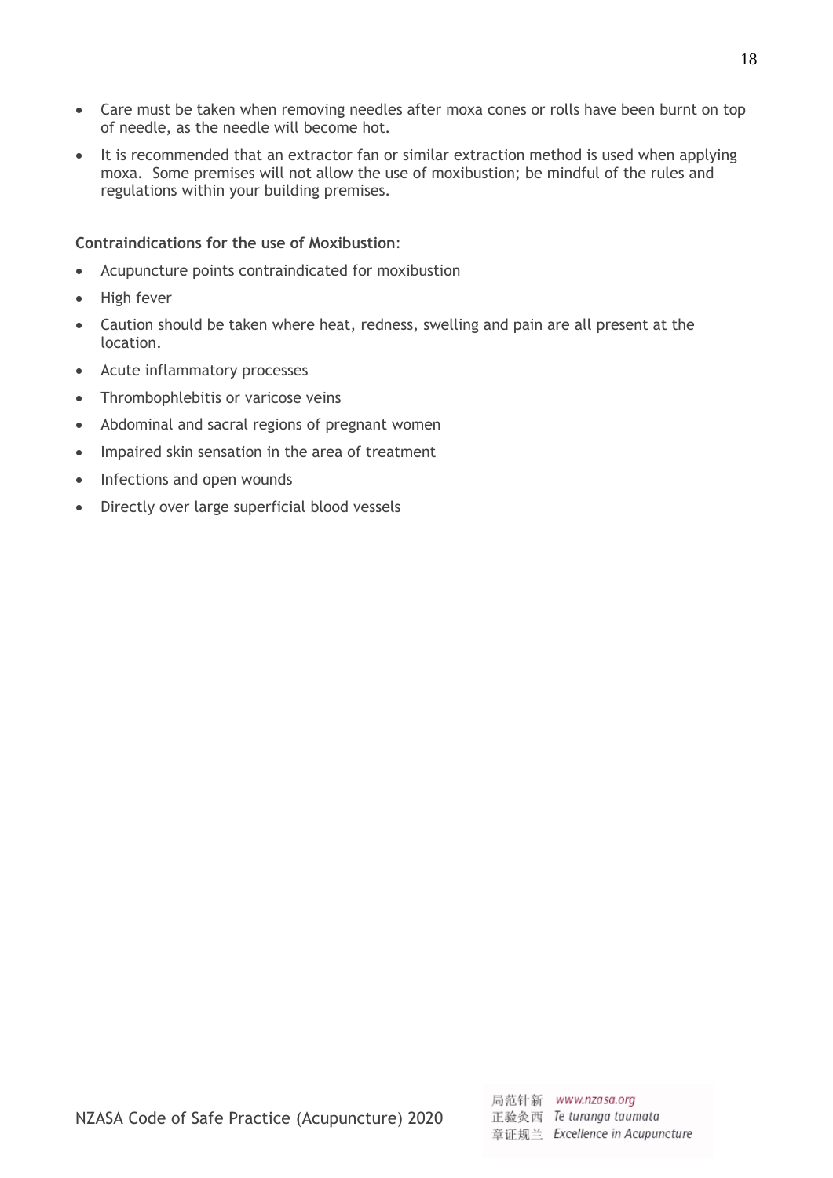- Care must be taken when removing needles after moxa cones or rolls have been burnt on top of needle, as the needle will become hot.
- It is recommended that an extractor fan or similar extraction method is used when applying moxa. Some premises will not allow the use of moxibustion; be mindful of the rules and regulations within your building premises.

**Contraindications for the use of Moxibustion**:

- Acupuncture points contraindicated for moxibustion
- High fever
- Caution should be taken where heat, redness, swelling and pain are all present at the location.
- Acute inflammatory processes
- Thrombophlebitis or varicose veins
- Abdominal and sacral regions of pregnant women
- Impaired skin sensation in the area of treatment
- Infections and open wounds
- Directly over large superficial blood vessels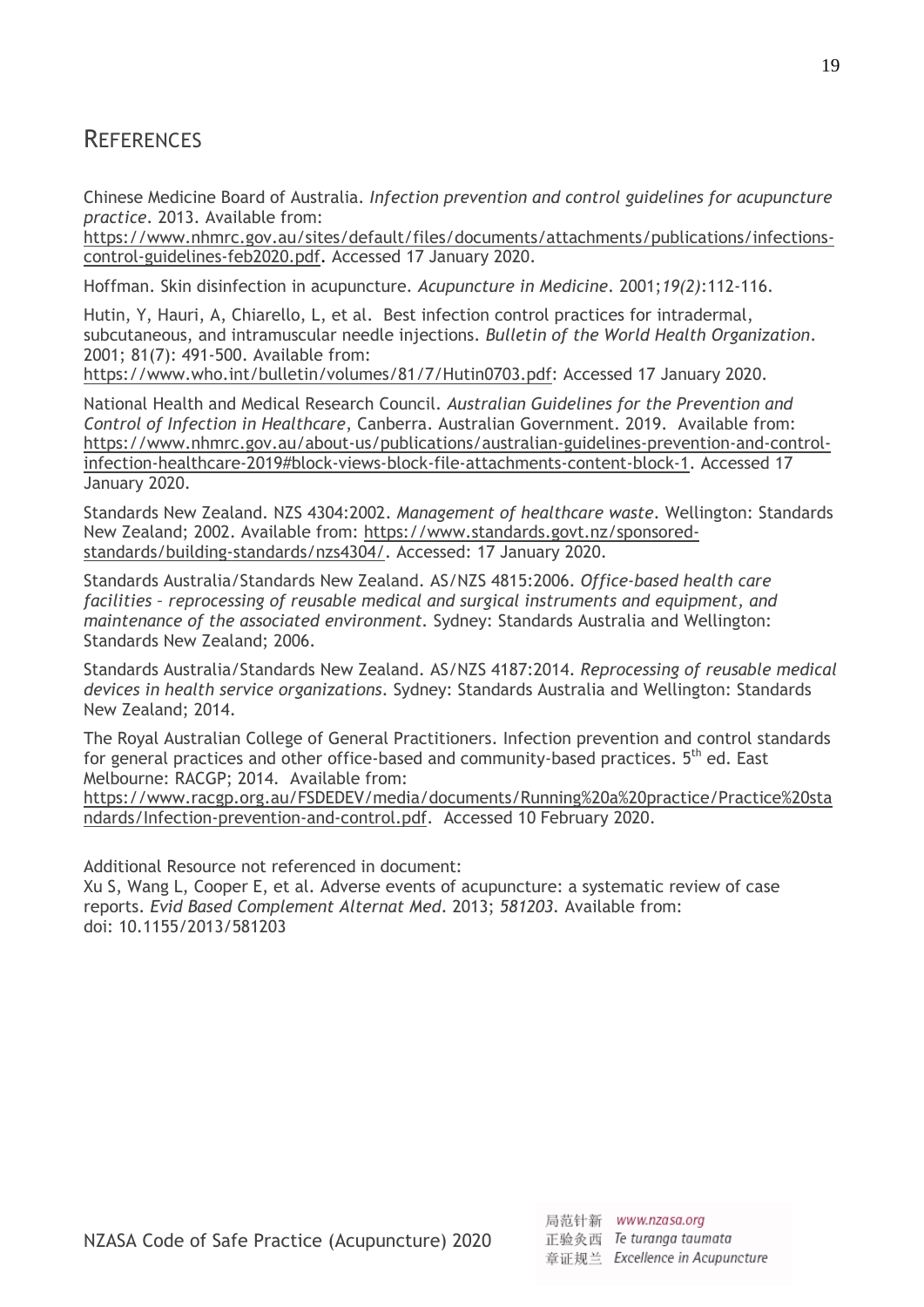# References

Chinese Medicine Board of Australia. *Infection prevention and control guidelines for acupuncture practice*. 2013. Available from: https://www.nhmrc.gov.au/sites/default/files/documents/attachments/publications/infections-control-guidelines-feb2020.pdf. Accessed 17 January 2020.

Hoffman. Skin disinfection in acupuncture. *Acupuncture in Medicine*. 2001;*19(2)*:112-116.

Hutin, Y, Hauri, A, Chiarello, L, et al. Best infection control practices for intradermal, subcutaneous, and intramuscular needle injections. *Bulletin of the World Health Organization*. 2001; 81(7): 491-500. Available from: https://www.who.int/bulletin/volumes/81/7/Hutin0703.pdf: Accessed 17 January 2020.

National Health and Medical Research Council. *Australian Guidelines for the Prevention and Control of Infection in Healthcare*, Canberra. Australian Government. 2019. Available from: https://www.nhmrc.gov.au/about-us/publications/australian-guidelines-prevention-and-control-infection-healthcare-2019#block-views-block-file-attachments-content-block-1. Accessed 17 January 2020.

Standards New Zealand. NZS 4304:2002. *Management of healthcare waste*. Wellington: Standards New Zealand; 2002. Available from: https://www.standards.govt.nz/sponsored-standards/building-standards/nzs4304/. Accessed: 17 January 2020.

Standards Australia/Standards New Zealand. AS/NZS 4815:2006. *Office-based health care facilities – reprocessing of reusable medical and surgical instruments and equipment, and maintenance of the associated environment*. Sydney: Standards Australia and Wellington: Standards New Zealand; 2006.

Standards Australia/Standards New Zealand. AS/NZS 4187:2014. *Reprocessing of reusable medical devices in health service organizations*. Sydney: Standards Australia and Wellington: Standards New Zealand; 2014.

The Royal Australian College of General Practitioners. Infection prevention and control standards for general practices and other office-based and community-based practices. 5th ed. East Melbourne: RACGP; 2014. Available from: https://www.racgp.org.au/FSDEDEV/media/documents/Running%20a%20practice/Practice%20standards/Infection-prevention-and-control.pdf. Accessed 10 February 2020.

Additional Resource not referenced in document:
Xu S, Wang L, Cooper E, et al. Adverse events of acupuncture: a systematic review of case reports. *Evid Based Complement Alternat Med*. 2013; *581203*. Available from: doi: 10.1155/2013/581203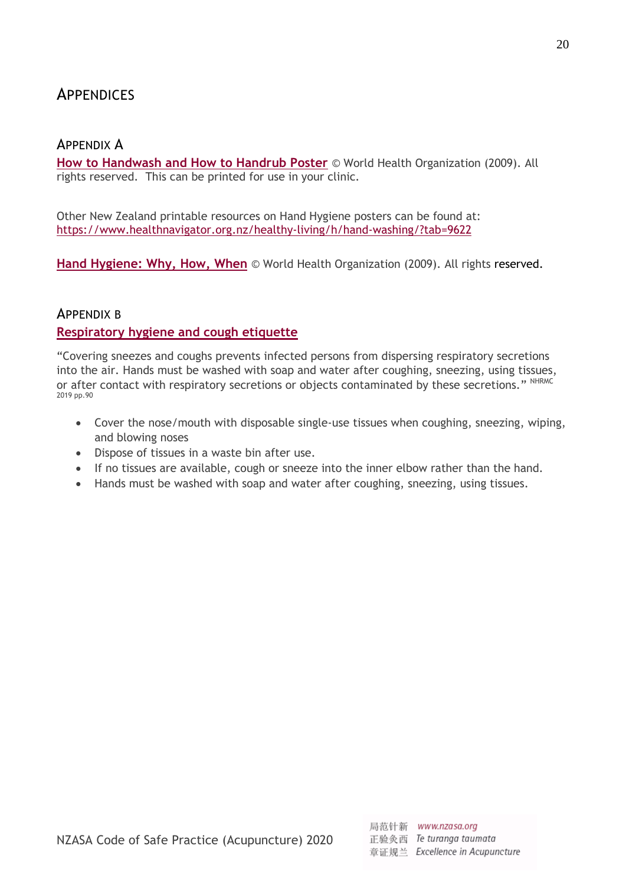# Appendices

## Appendix A

**How to Handwash and How to Handrub Poster** © World Health Organization (2009). All rights reserved. This can be printed for use in your clinic.

Other New Zealand printable resources on Hand Hygiene posters can be found at: https://www.healthnavigator.org.nz/healthy-living/h/hand-washing/?tab=9622

**Hand Hygiene: Why, How, When** © World Health Organization (2009). All rights reserved.

## Appendix B

**Respiratory hygiene and cough etiquette**

"Covering sneezes and coughs prevents infected persons from dispersing respiratory secretions into the air. Hands must be washed with soap and water after coughing, sneezing, using tissues, or after contact with respiratory secretions or objects contaminated by these secretions." [NHRMC 2019 pp.90]

- Cover the nose/mouth with disposable single-use tissues when coughing, sneezing, wiping, and blowing noses
- Dispose of tissues in a waste bin after use.
- If no tissues are available, cough or sneeze into the inner elbow rather than the hand.
- Hands must be washed with soap and water after coughing, sneezing, using tissues.